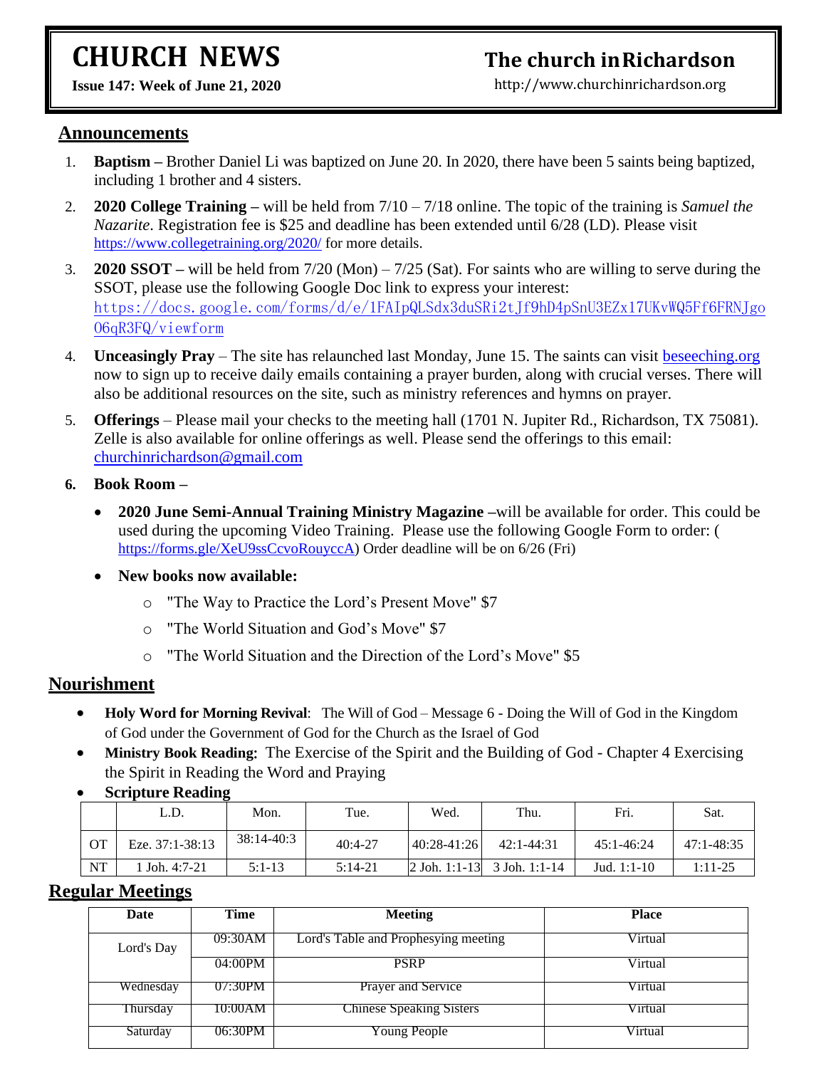# CHURCH NEWS

**Issue 147: Week of June 21, 2020**

# The church in Richardson

http://www.churchinrichardson.org

## Announcements

1. **Baptism –** Brother Daniel Li was baptized on June 20. In 2020, there have been 5 saints being baptized, including 1 brother and 4 sisters.
2. **2020 College Training –** will be held from 7/10 – 7/18 online. The topic of the training is *Samuel the Nazarite*. Registration fee is $25 and deadline has been extended until 6/28 (LD). Please visit https://www.collegetraining.org/2020/ for more details.
3. **2020 SSOT –** will be held from 7/20 (Mon) – 7/25 (Sat). For saints who are willing to serve during the SSOT, please use the following Google Doc link to express your interest: https://docs.google.com/forms/d/e/1FAIpQLSdx3duSRi2tJf9hD4pSnU3EZx17UKvWQ5Ff6FRNJgo06qR3FQ/viewform
4. **Unceasingly Pray** – The site has relaunched last Monday, June 15. The saints can visit beseeching.org now to sign up to receive daily emails containing a prayer burden, along with crucial verses. There will also be additional resources on the site, such as ministry references and hymns on prayer.
5. **Offerings** – Please mail your checks to the meeting hall (1701 N. Jupiter Rd., Richardson, TX 75081). Zelle is also available for online offerings as well. Please send the offerings to this email: churchinrichardson@gmail.com
6. **Book Room –**
   - **2020 June Semi-Annual Training Ministry Magazine –**will be available for order. This could be used during the upcoming Video Training. Please use the following Google Form to order: ( https://forms.gle/XeU9ssCcvoRouyccA) Order deadline will be on 6/26 (Fri)
   - **New books now available:**
     - "The Way to Practice the Lord's Present Move" $7
     - "The World Situation and God's Move" $7
     - "The World Situation and the Direction of the Lord's Move" $5

## Nourishment

- **Holy Word for Morning Revival**: The Will of God – Message 6 - Doing the Will of God in the Kingdom of God under the Government of God for the Church as the Israel of God
- **Ministry Book Reading**: The Exercise of the Spirit and the Building of God - Chapter 4 Exercising the Spirit in Reading the Word and Praying
- **Scripture Reading**

| | L.D. | Mon. | Tue. | Wed. | Thu. | Fri. | Sat. |
|---|---|---|---|---|---|---|---|
| OT | Eze. 37:1-38:13 | 38:14-40:3 | 40:4-27 | 40:28-41:26 | 42:1-44:31 | 45:1-46:24 | 47:1-48:35 |
| NT | 1 Joh. 4:7-21 | 5:1-13 | 5:14-21 | 2 Joh. 1:1-13 | 3 Joh. 1:1-14 | Jud. 1:1-10 | 1:11-25 |

## Regular Meetings

| Date | Time | Meeting | Place |
|---|---|---|---|
| Lord's Day | 09:30AM | Lord's Table and Prophesying meeting | Virtual |
| | 04:00PM | PSRP | Virtual |
| Wednesday | 07:30PM | Prayer and Service | Virtual |
| Thursday | 10:00AM | Chinese Speaking Sisters | Virtual |
| Saturday | 06:30PM | Young People | Virtual |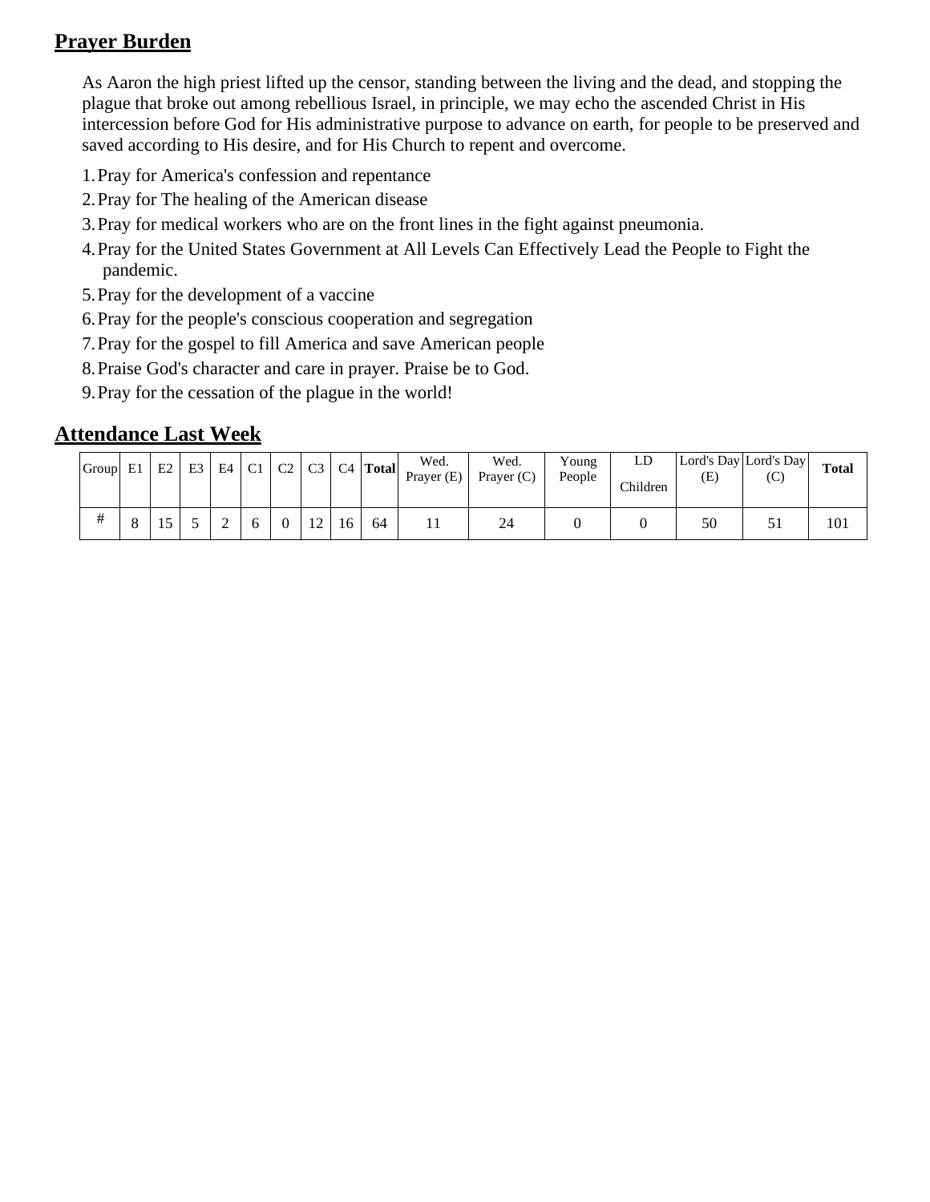## Prayer Burden

As Aaron the high priest lifted up the censor, standing between the living and the dead, and stopping the plague that broke out among rebellious Israel, in principle, we may echo the ascended Christ in His intercession before God for His administrative purpose to advance on earth, for people to be preserved and saved according to His desire, and for His Church to repent and overcome.

1. Pray for America's confession and repentance
2. Pray for The healing of the American disease
3. Pray for medical workers who are on the front lines in the fight against pneumonia.
4. Pray for the United States Government at All Levels Can Effectively Lead the People to Fight the pandemic.
5. Pray for the development of a vaccine
6. Pray for the people's conscious cooperation and segregation
7. Pray for the gospel to fill America and save American people
8. Praise God's character and care in prayer. Praise be to God.
9. Pray for the cessation of the plague in the world!

## Attendance Last Week

| Group | E1 | E2 | E3 | E4 | C1 | C2 | C3 | C4 | **Total** | Wed. Prayer (E) | Wed. Prayer (C) | Young People | LD Children | Lord's Day (E) | Lord's Day (C) | **Total** |
|---|---|---|---|---|---|---|---|---|---|---|---|---|---|---|---|---|
| # | 8 | 15 | 5 | 2 | 6 | 0 | 12 | 16 | 64 | 11 | 24 | 0 | 0 | 50 | 51 | 101 |